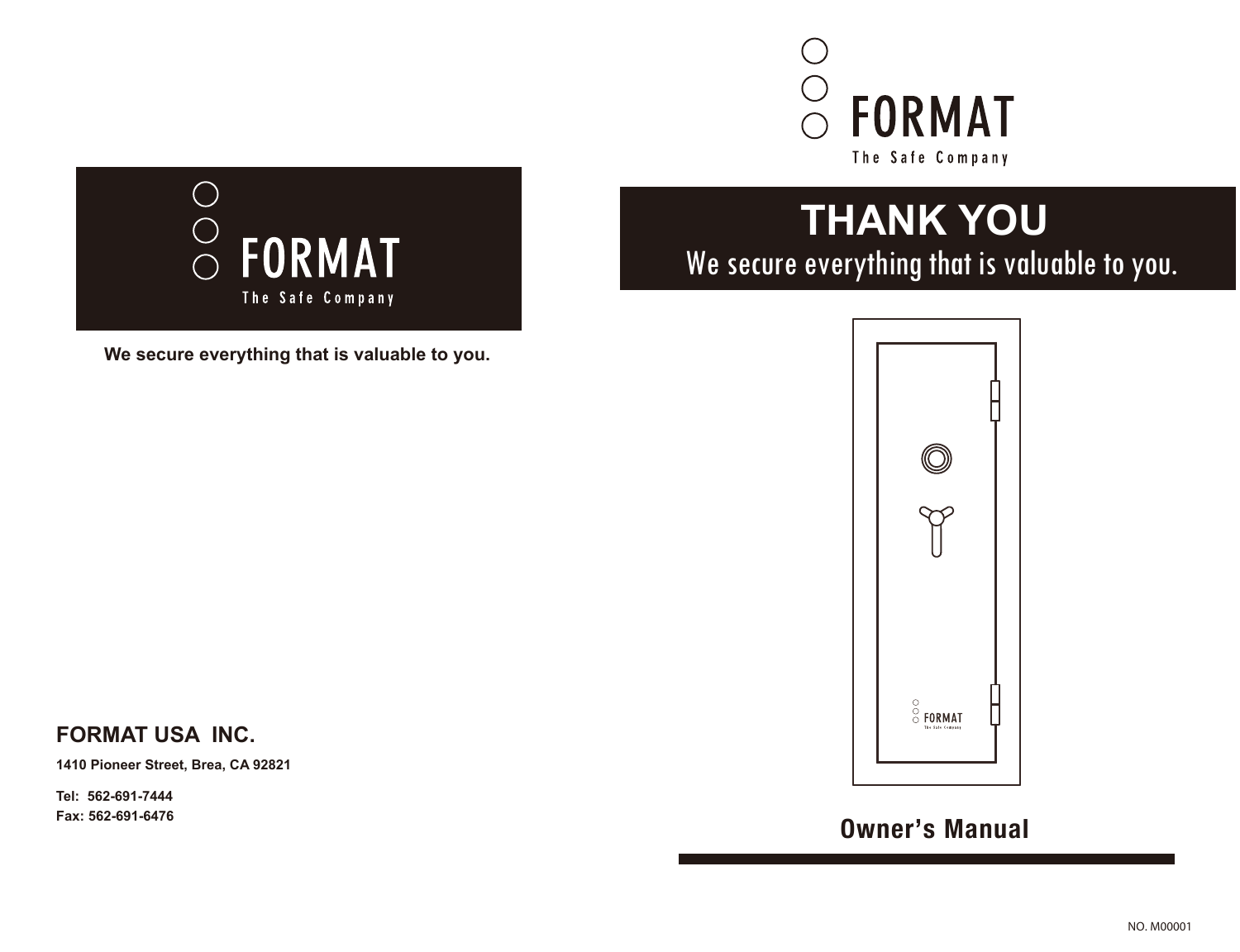FORMAT

The Safe Company

**We secure everything that is valuable to you.**

## FORMAT USA INC.

**1410 Pioneer Street, Brea, CA 92821**

**Tel: 562-691-7444**
**Fax: 562-691-6476**

FORMAT

The Safe Company

# THANK YOU

We secure everything that is valuable to you.

## Owner's Manual

NO. M00001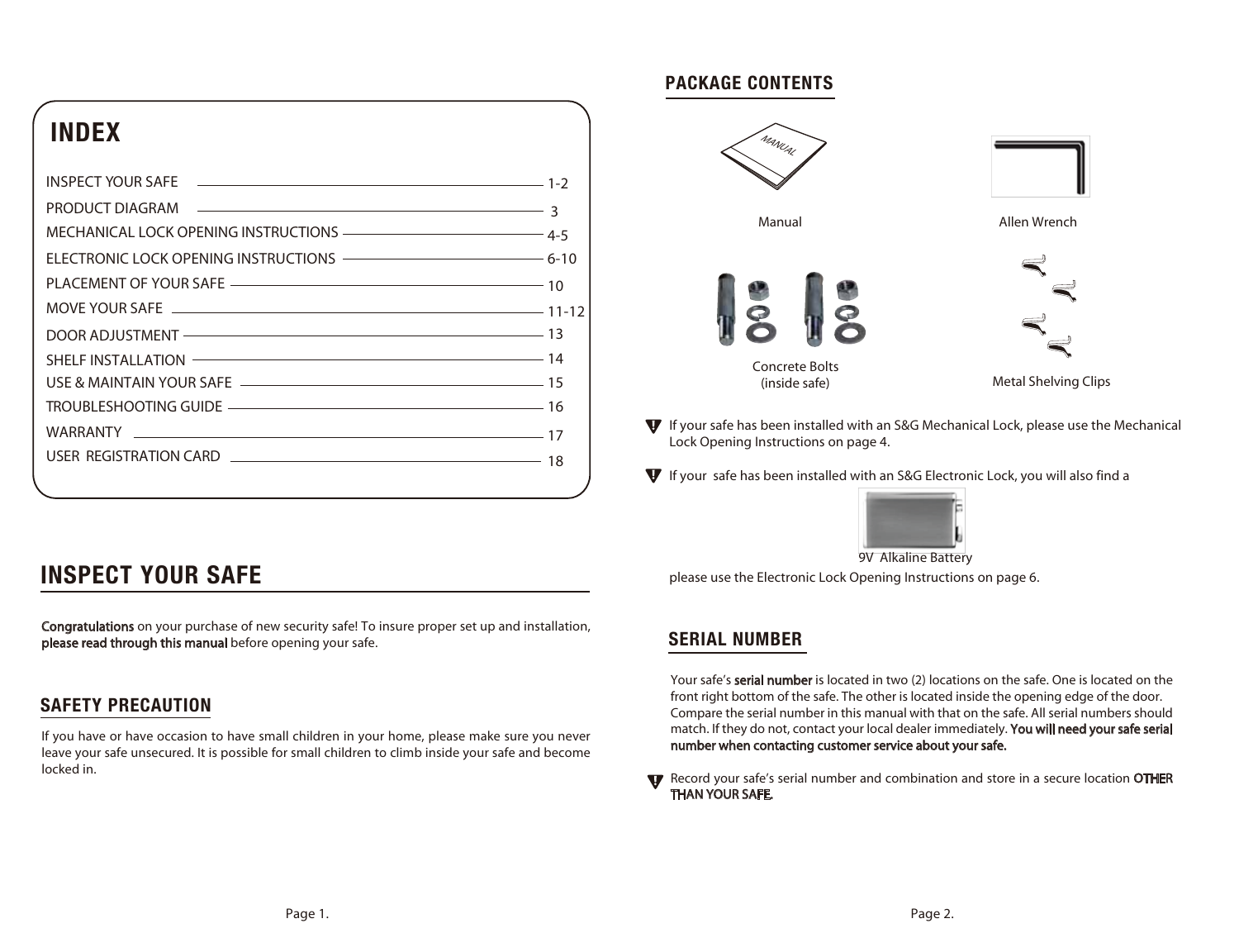## INDEX

| Section | Page |
| --- | --- |
| INSPECT YOUR SAFE | 1-2 |
| PRODUCT DIAGRAM | 3 |
| MECHANICAL LOCK OPENING INSTRUCTIONS | 4-5 |
| ELECTRONIC LOCK OPENING INSTRUCTIONS | 6-10 |
| PLACEMENT OF YOUR SAFE | 10 |
| MOVE YOUR SAFE | 11-12 |
| DOOR ADJUSTMENT | 13 |
| SHELF INSTALLATION | 14 |
| USE & MAINTAIN YOUR SAFE | 15 |
| TROUBLESHOOTING GUIDE | 16 |
| WARRANTY | 17 |
| USER REGISTRATION CARD | 18 |

## INSPECT YOUR SAFE

**Congratulations** on your purchase of new security safe! To insure proper set up and installation, **please read through this manual** before opening your safe.

## SAFETY PRECAUTION

If you have or have occasion to have small children in your home, please make sure you never leave your safe unsecured. It is possible for small children to climb inside your safe and become locked in.

## PACKAGE CONTENTS

- Manual
- Allen Wrench
- Concrete Bolts (inside safe)
- Metal Shelving Clips

! If your safe has been installed with an S&G Mechanical Lock, please use the Mechanical Lock Opening Instructions on page 4.

! If your safe has been installed with an S&G Electronic Lock, you will also find a

9V Alkaline Battery

please use the Electronic Lock Opening Instructions on page 6.

## SERIAL NUMBER

Your safe's **serial number** is located in two (2) locations on the safe. One is located on the front right bottom of the safe. The other is located inside the opening edge of the door. Compare the serial number in this manual with that on the safe. All serial numbers should match. If they do not, contact your local dealer immediately. **You will need your safe serial number when contacting customer service about your safe.**

! Record your safe's serial number and combination and store in a secure location **OTHER THAN YOUR SAFE.**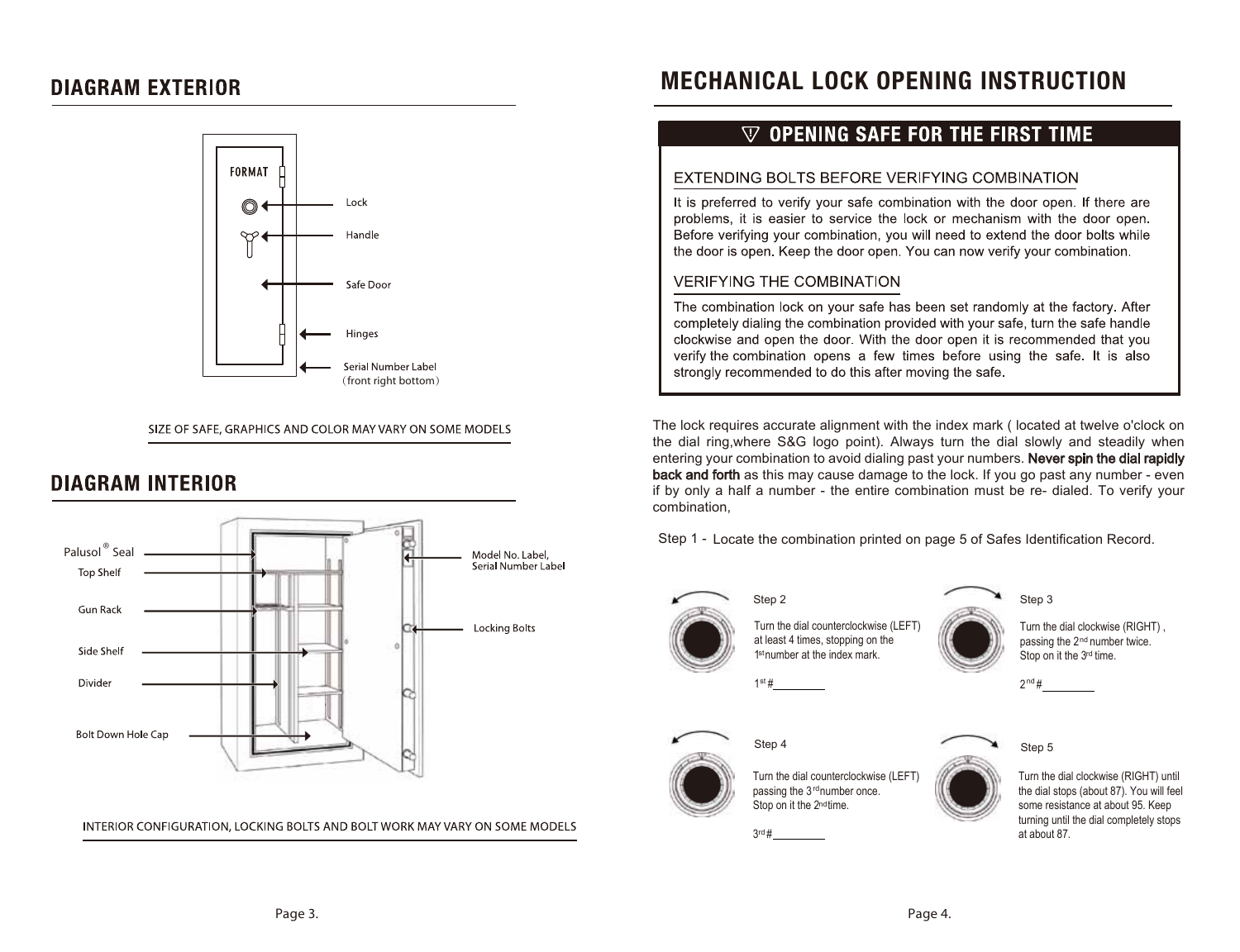## DIAGRAM EXTERIOR

FORMAT

Lock

Handle

Safe Door

Hinges

Serial Number Label
（front right bottom）

SIZE OF SAFE, GRAPHICS AND COLOR MAY VARY ON SOME MODELS

## DIAGRAM INTERIOR

Palusol® Seal

Top Shelf

Gun Rack

Side Shelf

Divider

Bolt Down Hole Cap

Model No. Label, Serial Number Label

Locking Bolts

INTERIOR CONFIGURATION, LOCKING BOLTS AND BOLT WORK MAY VARY ON SOME MODELS

# MECHANICAL LOCK OPENING INSTRUCTION

## OPENING SAFE FOR THE FIRST TIME

### EXTENDING BOLTS BEFORE VERIFYING COMBINATION

It is preferred to verify your safe combination with the door open. If there are problems, it is easier to service the lock or mechanism with the door open. Before verifying your combination, you will need to extend the door bolts while the door is open. Keep the door open. You can now verify your combination.

### VERIFYING THE COMBINATION

The combination lock on your safe has been set randomly at the factory. After completely dialing the combination provided with your safe, turn the safe handle clockwise and open the door. With the door open it is recommended that you verify the combination opens a few times before using the safe. It is also strongly recommended to do this after moving the safe.

The lock requires accurate alignment with the index mark ( located at twelve o'clock on the dial ring,where S&G logo point). Always turn the dial slowly and steadily when entering your combination to avoid dialing past your numbers. **Never spin the dial rapidly back and forth** as this may cause damage to the lock. If you go past any number - even if by only a half a number - the entire combination must be re- dialed. To verify your combination,

Step 1 - Locate the combination printed on page 5 of Safes Identification Record.

Step 2

Turn the dial counterclockwise (LEFT) at least 4 times, stopping on the 1st number at the index mark.

1st #________

Step 3

Turn the dial clockwise (RIGHT) , passing the 2nd number twice. Stop on it the 3rd time.

2nd #________

Step 4

Turn the dial counterclockwise (LEFT) passing the 3rd number once. Stop on it the 2nd time.

3rd #________

Step 5

Turn the dial clockwise (RIGHT) until the dial stops (about 87). You will feel some resistance at about 95. Keep turning until the dial completely stops at about 87.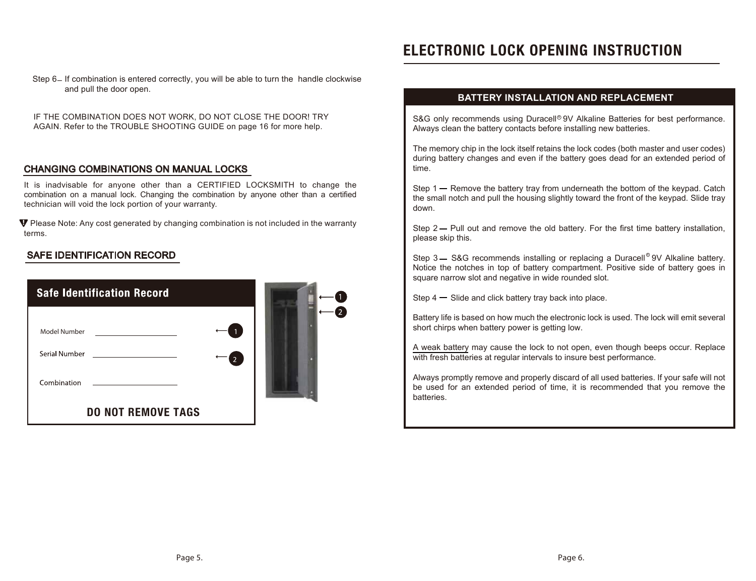Step 6 — If combination is entered correctly, you will be able to turn the handle clockwise and pull the door open.

IF THE COMBINATION DOES NOT WORK, DO NOT CLOSE THE DOOR! TRY AGAIN. Refer to the TROUBLE SHOOTING GUIDE on page 16 for more help.

## CHANGING COMBINATIONS ON MANUAL LOCKS

It is inadvisable for anyone other than a CERTIFIED LOCKSMITH to change the combination on a manual lock. Changing the combination by anyone other than a certified technician will void the lock portion of your warranty.

Please Note: Any cost generated by changing combination is not included in the warranty terms.

## SAFE IDENTIFICATION RECORD

**Safe Identification Record**

Model Number ____________________ ← 1

Serial Number ____________________ ← 2

Combination ____________________

**DO NOT REMOVE TAGS**

1

2

# ELECTRONIC LOCK OPENING INSTRUCTION

## BATTERY INSTALLATION AND REPLACEMENT

S&G only recommends using Duracell® 9V Alkaline Batteries for best performance. Always clean the battery contacts before installing new batteries.

The memory chip in the lock itself retains the lock codes (both master and user codes) during battery changes and even if the battery goes dead for an extended period of time.

Step 1 — Remove the battery tray from underneath the bottom of the keypad. Catch the small notch and pull the housing slightly toward the front of the keypad. Slide tray down.

Step 2 — Pull out and remove the old battery. For the first time battery installation, please skip this.

Step 3 — S&G recommends installing or replacing a Duracell® 9V Alkaline battery. Notice the notches in top of battery compartment. Positive side of battery goes in square narrow slot and negative in wide rounded slot.

Step 4 — Slide and click battery tray back into place.

Battery life is based on how much the electronic lock is used. The lock will emit several short chirps when battery power is getting low.

A weak battery may cause the lock to not open, even though beeps occur. Replace with fresh batteries at regular intervals to insure best performance.

Always promptly remove and properly discard of all used batteries. If your safe will not be used for an extended period of time, it is recommended that you remove the batteries.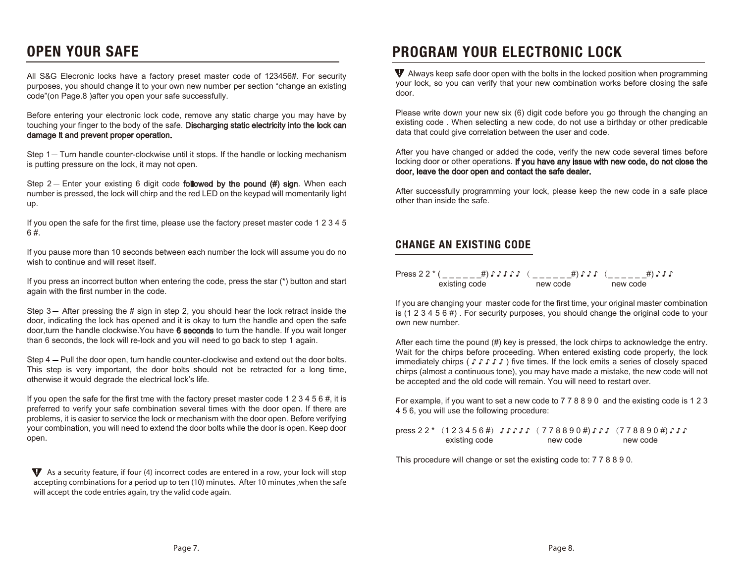# OPEN YOUR SAFE

All S&G Elecronic locks have a factory preset master code of 123456#. For security purposes, you should change it to your own new number per section “change an existing code”(on Page.8 )after you open your safe successfully.

Before entering your electronic lock code, remove any static charge you may have by touching your finger to the body of the safe. **Discharging static electricity into the lock can damage it and prevent proper operation.**

Step 1— Turn handle counter-clockwise until it stops. If the handle or locking mechanism is putting pressure on the lock, it may not open.

Step 2 — Enter your existing 6 digit code **followed by the pound (#) sign**. When each number is pressed, the lock will chirp and the red LED on the keypad will momentarily light up.

If you open the safe for the first time, please use the factory preset master code 1 2 3 4 5 6 #.

If you pause more than 10 seconds between each number the lock will assume you do no wish to continue and will reset itself.

If you press an incorrect button when entering the code, press the star (*) button and start again with the first number in the code.

Step 3 — After pressing the # sign in step 2, you should hear the lock retract inside the door, indicating the lock has opened and it is okay to turn the handle and open the safe door,turn the handle clockwise.You have **6 seconds** to turn the handle. If you wait longer than 6 seconds, the lock will re-lock and you will need to go back to step 1 again.

Step 4 — Pull the door open, turn handle counter-clockwise and extend out the door bolts. This step is very important, the door bolts should not be retracted for a long time, otherwise it would degrade the electrical lock’s life.

If you open the safe for the first tme with the factory preset master code 1 2 3 4 5 6 #, it is preferred to verify your safe combination several times with the door open. If there are problems, it is easier to service the lock or mechanism with the door open. Before verifying your combination, you will need to extend the door bolts while the door is open. Keep door open.

**!** As a security feature, if four (4) incorrect codes are entered in a row, your lock will stop accepting combinations for a period up to ten (10) minutes. After 10 minutes ,when the safe will accept the code entries again, try the valid code again.

# PROGRAM YOUR ELECTRONIC LOCK

**!** Always keep safe door open with the bolts in the locked position when programming your lock, so you can verify that your new combination works before closing the safe door.

Please write down your new six (6) digit code before you go through the changing an existing code . When selecting a new code, do not use a birthday or other predicable data that could give correlation between the user and code.

After you have changed or added the code, verify the new code several times before locking door or other operations. **If you have any issue with new code, do not close the door, leave the door open and contact the safe dealer.**

After successfully programming your lock, please keep the new code in a safe place other than inside the safe.

## CHANGE AN EXISTING CODE

Press 2 2 * ( _ _ _ _ _ _#) ♪♪♪♪♪ ( _ _ _ _ _ _#) ♪♪♪ ( _ _ _ _ _ _#) ♪♪♪
existing code new code new code

If you are changing your master code for the first time, your original master combination is (1 2 3 4 5 6 #) . For security purposes, you should change the original code to your own new number.

After each time the pound (#) key is pressed, the lock chirps to acknowledge the entry. Wait for the chirps before proceeding. When entered existing code properly, the lock immediately chirps ( ♪♪♪♪♪ ) five times. If the lock emits a series of closely spaced chirps (almost a continuous tone), you may have made a mistake, the new code will not be accepted and the old code will remain. You will need to restart over.

For example, if you want to set a new code to 7 7 8 8 9 0 and the existing code is 1 2 3 4 5 6, you will use the following procedure:

press 2 2 * （1 2 3 4 5 6 #） ♪♪♪♪♪ （ 7 7 8 8 9 0 #) ♪♪♪ （7 7 8 8 9 0 #) ♪♪♪
existing code new code new code

This procedure will change or set the existing code to: 7 7 8 8 9 0.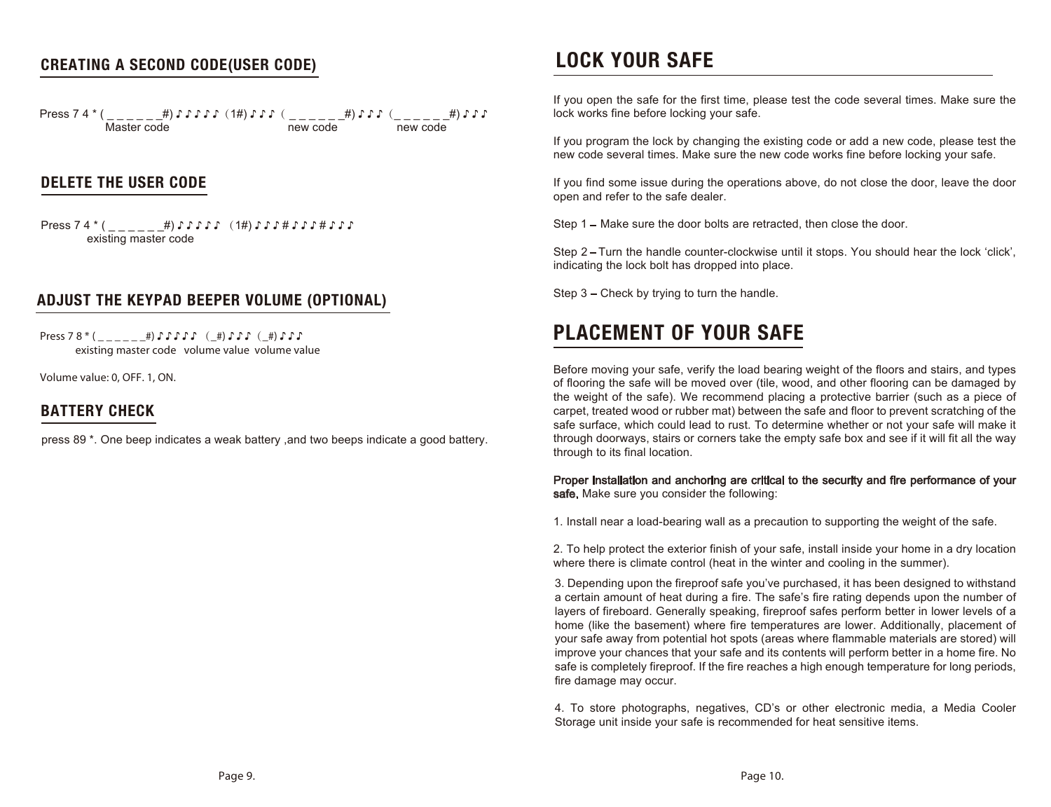## CREATING A SECOND CODE(USER CODE)

Press 7 4 * ( _ _ _ _ _ _#) ♪ ♪ ♪ ♪ ♪ （1#) ♪ ♪ ♪ （ _ _ _ _ _ _#) ♪ ♪ ♪ （_ _ _ _ _ _#) ♪ ♪ ♪
Master code new code new code

## DELETE THE USER CODE

Press 7 4 * ( _ _ _ _ _ _#) ♪ ♪ ♪ ♪ ♪ （1#) ♪ ♪ ♪ # ♪ ♪ ♪ # ♪ ♪ ♪
existing master code

## ADJUST THE KEYPAD BEEPER VOLUME (OPTIONAL)

Press 7 8 * ( _ _ _ _ _ _#) ♪ ♪ ♪ ♪ ♪ （_#) ♪ ♪ ♪ （_#) ♪ ♪ ♪
existing master code volume value volume value

Volume value: 0, OFF. 1, ON.

## BATTERY CHECK

press 89 *. One beep indicates a weak battery ,and two beeps indicate a good battery.

## LOCK YOUR SAFE

If you open the safe for the first time, please test the code several times. Make sure the lock works fine before locking your safe.

If you program the lock by changing the existing code or add a new code, please test the new code several times. Make sure the new code works fine before locking your safe.

If you find some issue during the operations above, do not close the door, leave the door open and refer to the safe dealer.

Step 1 – Make sure the door bolts are retracted, then close the door.

Step 2 – Turn the handle counter-clockwise until it stops. You should hear the lock 'click', indicating the lock bolt has dropped into place.

Step 3 – Check by trying to turn the handle.

## PLACEMENT OF YOUR SAFE

Before moving your safe, verify the load bearing weight of the floors and stairs, and types of flooring the safe will be moved over (tile, wood, and other flooring can be damaged by the weight of the safe). We recommend placing a protective barrier (such as a piece of carpet, treated wood or rubber mat) between the safe and floor to prevent scratching of the safe surface, which could lead to rust. To determine whether or not your safe will make it through doorways, stairs or corners take the empty safe box and see if it will fit all the way through to its final location.

**Proper Installation and anchoring are critical to the security and fire performance of your safe.** Make sure you consider the following:

1. Install near a load-bearing wall as a precaution to supporting the weight of the safe.

2. To help protect the exterior finish of your safe, install inside your home in a dry location where there is climate control (heat in the winter and cooling in the summer).

3. Depending upon the fireproof safe you've purchased, it has been designed to withstand a certain amount of heat during a fire. The safe's fire rating depends upon the number of layers of fireboard. Generally speaking, fireproof safes perform better in lower levels of a home (like the basement) where fire temperatures are lower. Additionally, placement of your safe away from potential hot spots (areas where flammable materials are stored) will improve your chances that your safe and its contents will perform better in a home fire. No safe is completely fireproof. If the fire reaches a high enough temperature for long periods, fire damage may occur.

4. To store photographs, negatives, CD's or other electronic media, a Media Cooler Storage unit inside your safe is recommended for heat sensitive items.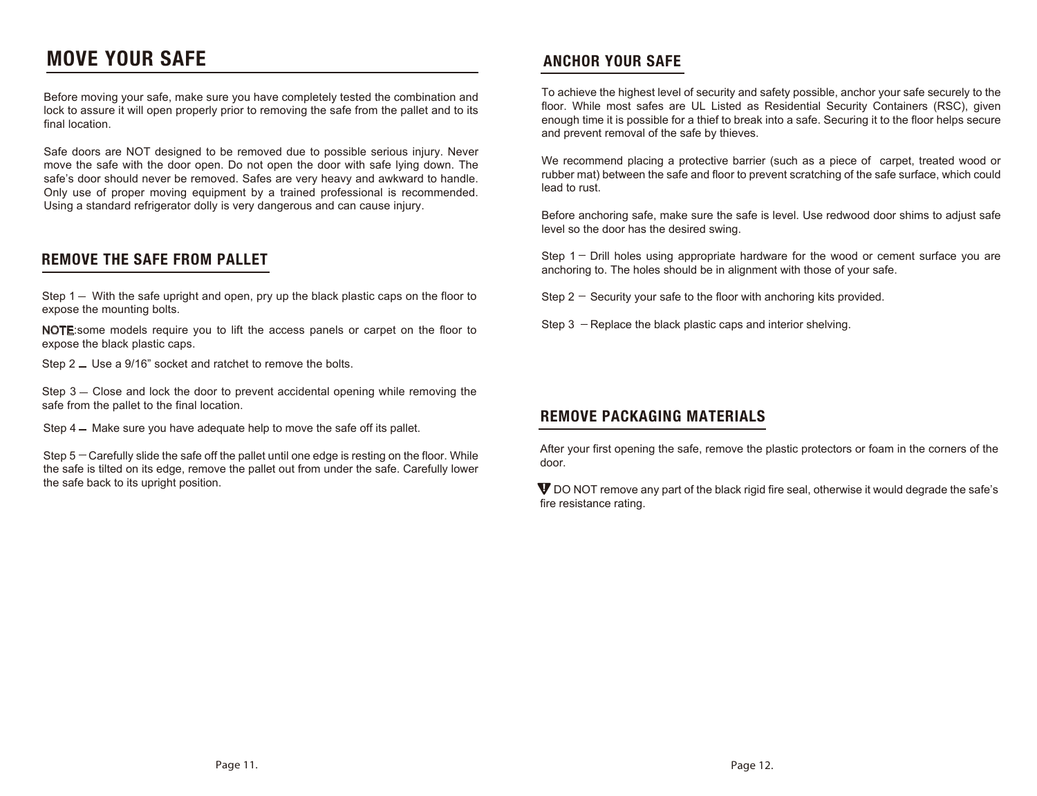# MOVE YOUR SAFE

Before moving your safe, make sure you have completely tested the combination and lock to assure it will open properly prior to removing the safe from the pallet and to its final location.

Safe doors are NOT designed to be removed due to possible serious injury. Never move the safe with the door open. Do not open the door with safe lying down. The safe's door should never be removed. Safes are very heavy and awkward to handle. Only use of proper moving equipment by a trained professional is recommended. Using a standard refrigerator dolly is very dangerous and can cause injury.

## REMOVE THE SAFE FROM PALLET

Step 1 – With the safe upright and open, pry up the black plastic caps on the floor to expose the mounting bolts.

NOTE:some models require you to lift the access panels or carpet on the floor to expose the black plastic caps.

Step 2 – Use a 9/16" socket and ratchet to remove the bolts.

Step 3 – Close and lock the door to prevent accidental opening while removing the safe from the pallet to the final location.

Step 4 – Make sure you have adequate help to move the safe off its pallet.

Step 5 – Carefully slide the safe off the pallet until one edge is resting on the floor. While the safe is tilted on its edge, remove the pallet out from under the safe. Carefully lower the safe back to its upright position.

## ANCHOR YOUR SAFE

To achieve the highest level of security and safety possible, anchor your safe securely to the floor. While most safes are UL Listed as Residential Security Containers (RSC), given enough time it is possible for a thief to break into a safe. Securing it to the floor helps secure and prevent removal of the safe by thieves.

We recommend placing a protective barrier (such as a piece of carpet, treated wood or rubber mat) between the safe and floor to prevent scratching of the safe surface, which could lead to rust.

Before anchoring safe, make sure the safe is level. Use redwood door shims to adjust safe level so the door has the desired swing.

Step 1 – Drill holes using appropriate hardware for the wood or cement surface you are anchoring to. The holes should be in alignment with those of your safe.

Step 2 – Security your safe to the floor with anchoring kits provided.

Step 3 – Replace the black plastic caps and interior shelving.

## REMOVE PACKAGING MATERIALS

After your first opening the safe, remove the plastic protectors or foam in the corners of the door.

DO NOT remove any part of the black rigid fire seal, otherwise it would degrade the safe's fire resistance rating.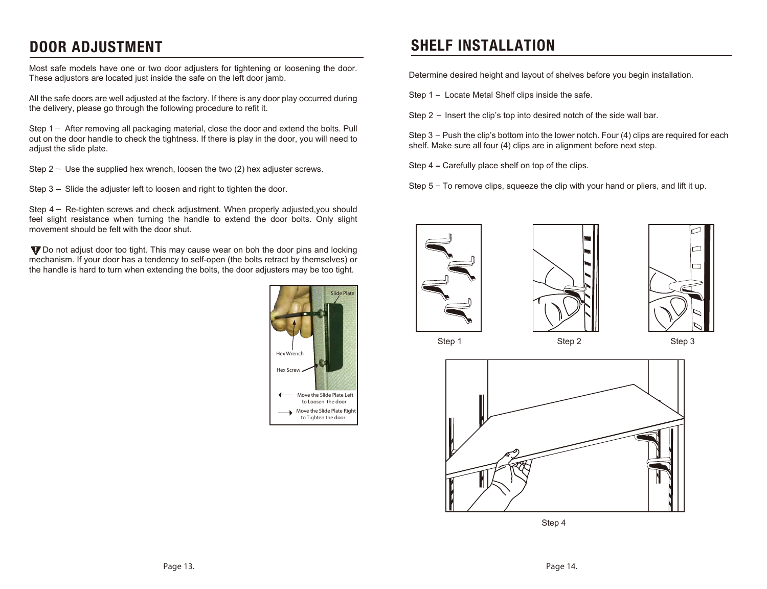# DOOR ADJUSTMENT

Most safe models have one or two door adjusters for tightening or loosening the door. These adjustors are located just inside the safe on the left door jamb.

All the safe doors are well adjusted at the factory. If there is any door play occurred during the delivery, please go through the following procedure to refit it.

Step 1 – After removing all packaging material, close the door and extend the bolts. Pull out on the door handle to check the tightness. If there is play in the door, you will need to adjust the slide plate.

Step 2 – Use the supplied hex wrench, loosen the two (2) hex adjuster screws.

Step 3 – Slide the adjuster left to loosen and right to tighten the door.

Step 4 – Re-tighten screws and check adjustment. When properly adjusted,you should feel slight resistance when turning the handle to extend the door bolts. Only slight movement should be felt with the door shut.

! Do not adjust door too tight. This may cause wear on boh the door pins and locking mechanism. If your door has a tendency to self-open (the bolts retract by themselves) or the handle is hard to turn when extending the bolts, the door adjusters may be too tight.

Slide Plate

Hex Wrench

Hex Screw

← Move the Slide Plate Left to Loosen the door

→ Move the Slide Plate Right to Tighten the door

# SHELF INSTALLATION

Determine desired height and layout of shelves before you begin installation.

Step 1 – Locate Metal Shelf clips inside the safe.

Step 2 – Insert the clip's top into desired notch of the side wall bar.

Step 3 – Push the clip's bottom into the lower notch. Four (4) clips are required for each shelf. Make sure all four (4) clips are in alignment before next step.

Step 4 – Carefully place shelf on top of the clips.

Step 5 – To remove clips, squeeze the clip with your hand or pliers, and lift it up.

Step 1

Step 2

Step 3

Step 4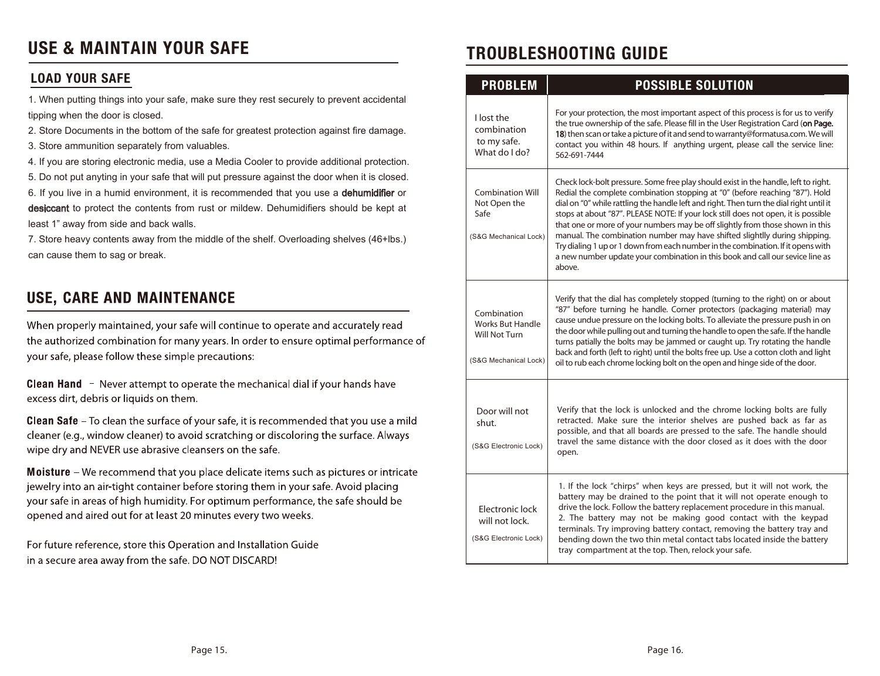# USE & MAINTAIN YOUR SAFE

## LOAD YOUR SAFE

1. When putting things into your safe, make sure they rest securely to prevent accidental tipping when the door is closed.
2. Store Documents in the bottom of the safe for greatest protection against fire damage.
3. Store ammunition separately from valuables.
4. If you are storing electronic media, use a Media Cooler to provide additional protection.
5. Do not put anyting in your safe that will put pressure against the door when it is closed.
6. If you live in a humid environment, it is recommended that you use a **dehumidifier** or **desiccant** to protect the contents from rust or mildew. Dehumidifiers should be kept at least 1" away from side and back walls.
7. Store heavy contents away from the middle of the shelf. Overloading shelves (46+lbs.) can cause them to sag or break.

# USE, CARE AND MAINTENANCE

When properly maintained, your safe will continue to operate and accurately read the authorized combination for many years. In order to ensure optimal performance of your safe, please follow these simple precautions:

**Clean Hand** - Never attempt to operate the mechanical dial if your hands have excess dirt, debris or liquids on them.

**Clean Safe** – To clean the surface of your safe, it is recommended that you use a mild cleaner (e.g., window cleaner) to avoid scratching or discoloring the surface. Always wipe dry and NEVER use abrasive cleansers on the safe.

**Moisture** – We recommend that you place delicate items such as pictures or intricate jewelry into an air-tight container before storing them in your safe. Avoid placing your safe in areas of high humidity. For optimum performance, the safe should be opened and aired out for at least 20 minutes every two weeks.

For future reference, store this Operation and Installation Guide in a secure area away from the safe. DO NOT DISCARD!

# TROUBLESHOOTING GUIDE

| PROBLEM | POSSIBLE SOLUTION |
| --- | --- |
| I lost the combination to my safe. What do I do? | For your protection, the most important aspect of this process is for us to verify the true ownership of the safe. Please fill in the User Registration Card (**on Page. 18**) then scan or take a picture of it and send to warranty@formatusa.com. We will contact you within 48 hours. If anything urgent, please call the service line: 562-691-7444 |
| Combination Will Not Open the Safe (S&G Mechanical Lock) | Check lock-bolt pressure. Some free play should exist in the handle, left to right. Redial the complete combination stopping at "0" (before reaching "87"). Hold dial on "0" while rattling the handle left and right. Then turn the dial right until it stops at about "87". PLEASE NOTE: If your lock still does not open, it is possible that one or more of your numbers may be off slightly from those shown in this manual. The combination number may have shifted slightlly during shipping. Try dialing 1 up or 1 down from each number in the combination. If it opens with a new number update your combination in this book and call our sevice line as above. |
| Combination Works But Handle Will Not Turn (S&G Mechanical Lock) | Verify that the dial has completely stopped (turning to the right) on or about "87" before turning he handle. Corner protectors (packaging material) may cause undue pressure on the locking bolts. To alleviate the pressure push in on the door while pulling out and turning the handle to open the safe. If the handle turns patially the bolts may be jammed or caught up. Try rotating the handle back and forth (left to right) until the bolts free up. Use a cotton cloth and light oil to rub each chrome locking bolt on the open and hinge side of the door. |
| Door will not shut. (S&G Electronic Lock) | Verify that the lock is unlocked and the chrome locking bolts are fully retracted. Make sure the interior shelves are pushed back as far as possible, and that all boards are pressed to the safe. The handle should travel the same distance with the door closed as it does with the door open. |
| Electronic lock will not lock. (S&G Electronic Lock) | 1. If the lock "chirps" when keys are pressed, but it will not work, the battery may be drained to the point that it will not operate enough to drive the lock. Follow the battery replacement procedure in this manual. 2. The battery may not be making good contact with the keypad terminals. Try improving battery contact, removing the battery tray and bending down the two thin metal contact tabs located inside the battery tray compartment at the top. Then, relock your safe. |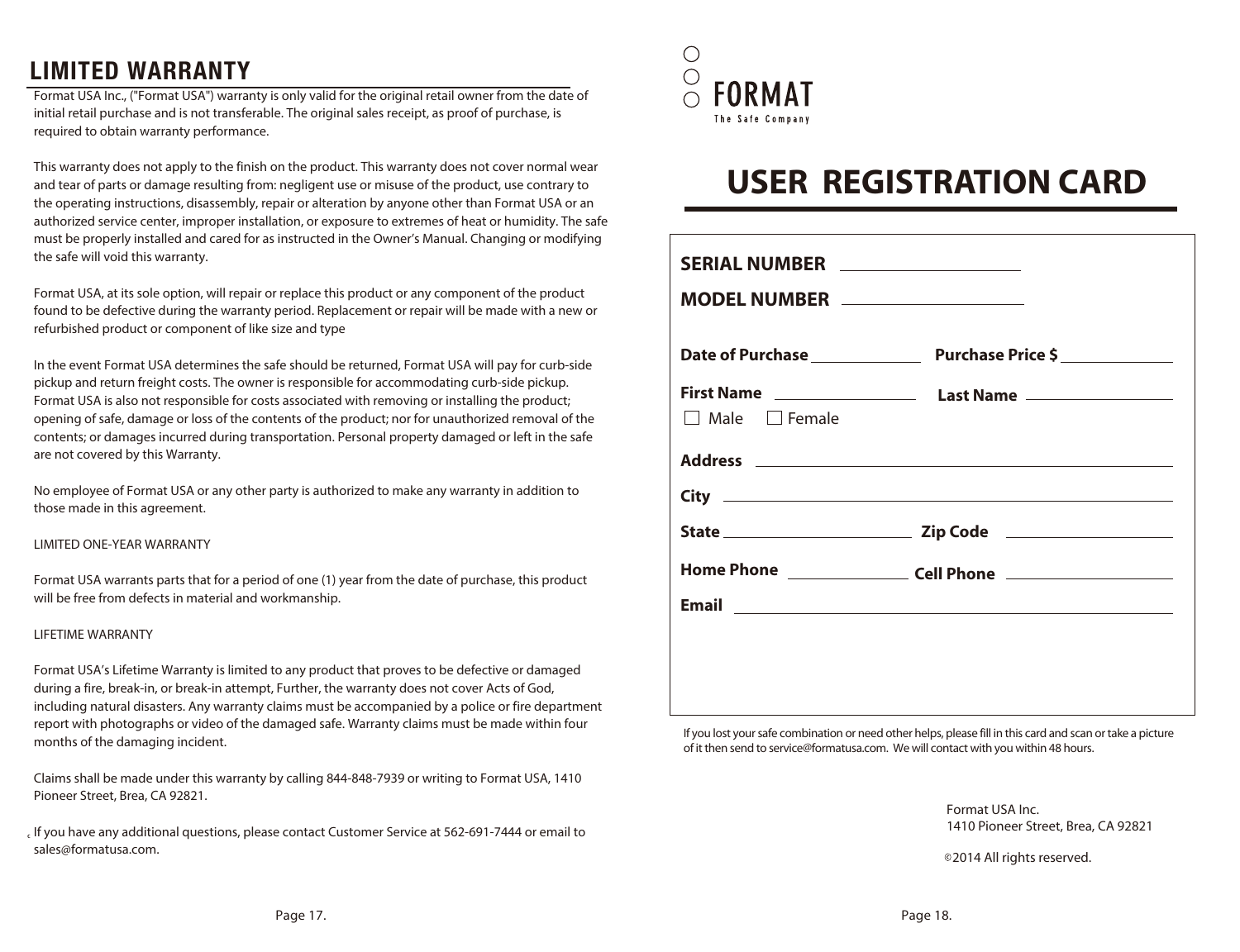# LIMITED WARRANTY

Format USA Inc., ("Format USA") warranty is only valid for the original retail owner from the date of initial retail purchase and is not transferable. The original sales receipt, as proof of purchase, is required to obtain warranty performance.

This warranty does not apply to the finish on the product. This warranty does not cover normal wear and tear of parts or damage resulting from: negligent use or misuse of the product, use contrary to the operating instructions, disassembly, repair or alteration by anyone other than Format USA or an authorized service center, improper installation, or exposure to extremes of heat or humidity. The safe must be properly installed and cared for as instructed in the Owner's Manual. Changing or modifying the safe will void this warranty.

Format USA, at its sole option, will repair or replace this product or any component of the product found to be defective during the warranty period. Replacement or repair will be made with a new or refurbished product or component of like size and type

In the event Format USA determines the safe should be returned, Format USA will pay for curb-side pickup and return freight costs. The owner is responsible for accommodating curb-side pickup. Format USA is also not responsible for costs associated with removing or installing the product; opening of safe, damage or loss of the contents of the product; nor for unauthorized removal of the contents; or damages incurred during transportation. Personal property damaged or left in the safe are not covered by this Warranty.

No employee of Format USA or any other party is authorized to make any warranty in addition to those made in this agreement.

LIMITED ONE-YEAR WARRANTY

Format USA warrants parts that for a period of one (1) year from the date of purchase, this product will be free from defects in material and workmanship.

LIFETIME WARRANTY

Format USA's Lifetime Warranty is limited to any product that proves to be defective or damaged during a fire, break-in, or break-in attempt, Further, the warranty does not cover Acts of God, including natural disasters. Any warranty claims must be accompanied by a police or fire department report with photographs or video of the damaged safe. Warranty claims must be made within four months of the damaging incident.

Claims shall be made under this warranty by calling 844-848-7939 or writing to Format USA, 1410 Pioneer Street, Brea, CA 92821.

If you have any additional questions, please contact Customer Service at 562-691-7444 or email to sales@formatusa.com.

FORMAT
The Safe Company

# USER REGISTRATION CARD

**SERIAL NUMBER** ____________________

**MODEL NUMBER** ____________________

**Date of Purchase** ____________ **Purchase Price $** ____________

**First Name** ____________ **Last Name** ____________

☐ Male ☐ Female

**Address** ____________________________________

**City** ____________________________________

**State** ____________ **Zip Code** ____________

**Home Phone** ____________ **Cell Phone** ____________

**Email** ____________________________________

If you lost your safe combination or need other helps, please fill in this card and scan or take a picture of it then send to service@formatusa.com. We will contact with you within 48 hours.

Format USA Inc.
1410 Pioneer Street, Brea, CA 92821

©2014 All rights reserved.